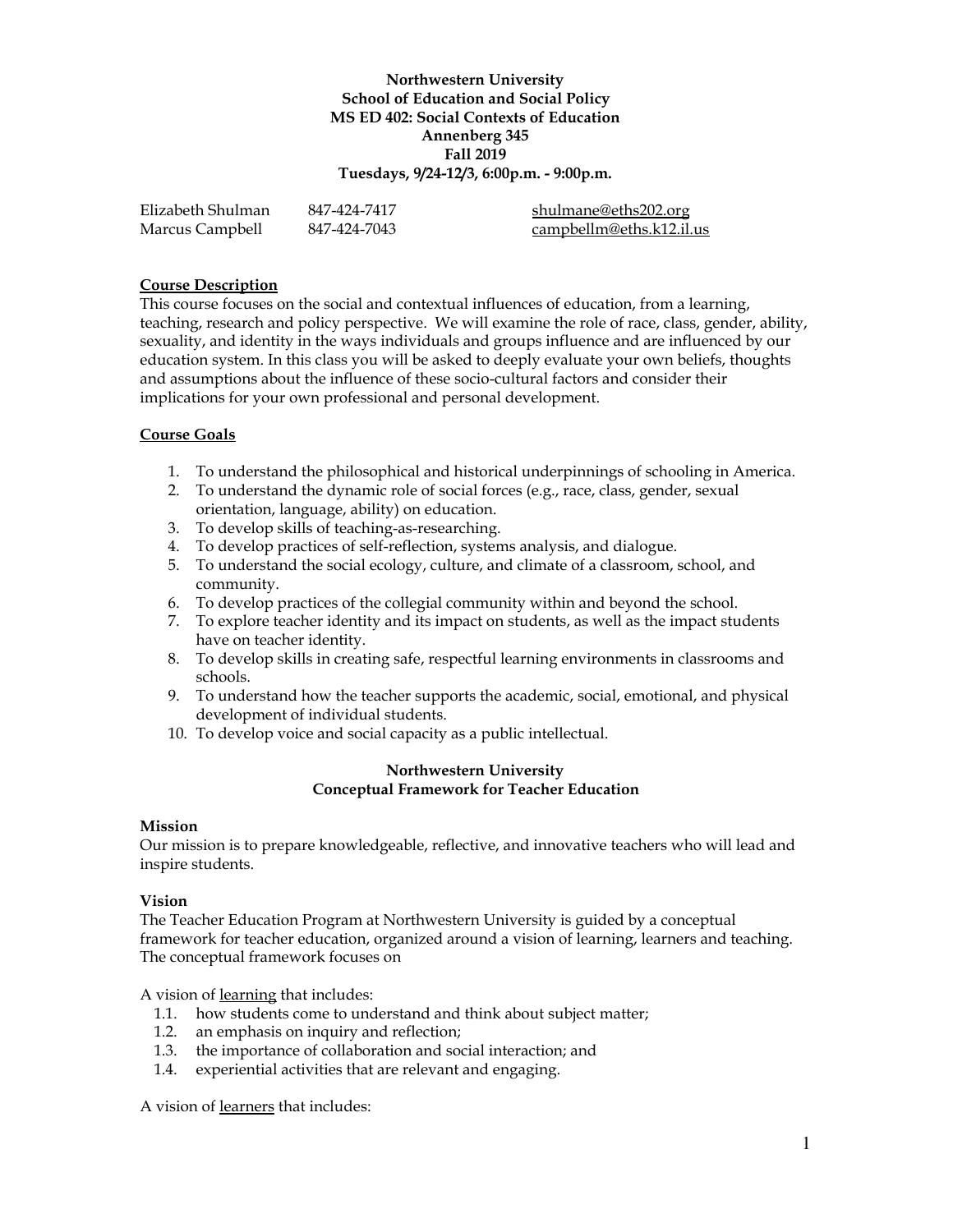**Northwestern University**
**School of Education and Social Policy**
**MS ED 402: Social Contexts of Education**
**Annenberg 345**
**Fall 2019**
**Tuesdays, 9/24-12/3, 6:00p.m. - 9:00p.m.**

| | | |
|---|---|---|
| Elizabeth Shulman | 847-424-7417 | shulmane@eths202.org |
| Marcus Campbell | 847-424-7043 | campbellm@eths.k12.il.us |

## Course Description

This course focuses on the social and contextual influences of education, from a learning, teaching, research and policy perspective. We will examine the role of race, class, gender, ability, sexuality, and identity in the ways individuals and groups influence and are influenced by our education system. In this class you will be asked to deeply evaluate your own beliefs, thoughts and assumptions about the influence of these socio-cultural factors and consider their implications for your own professional and personal development.

## Course Goals

1. To understand the philosophical and historical underpinnings of schooling in America.
2. To understand the dynamic role of social forces (e.g., race, class, gender, sexual orientation, language, ability) on education.
3. To develop skills of teaching-as-researching.
4. To develop practices of self-reflection, systems analysis, and dialogue.
5. To understand the social ecology, culture, and climate of a classroom, school, and community.
6. To develop practices of the collegial community within and beyond the school.
7. To explore teacher identity and its impact on students, as well as the impact students have on teacher identity.
8. To develop skills in creating safe, respectful learning environments in classrooms and schools.
9. To understand how the teacher supports the academic, social, emotional, and physical development of individual students.
10. To develop voice and social capacity as a public intellectual.

## Northwestern University
## Conceptual Framework for Teacher Education

### Mission

Our mission is to prepare knowledgeable, reflective, and innovative teachers who will lead and inspire students.

### Vision

The Teacher Education Program at Northwestern University is guided by a conceptual framework for teacher education, organized around a vision of learning, learners and teaching. The conceptual framework focuses on

A vision of learning that includes:

1.1. how students come to understand and think about subject matter;
1.2. an emphasis on inquiry and reflection;
1.3. the importance of collaboration and social interaction; and
1.4. experiential activities that are relevant and engaging.

A vision of learners that includes: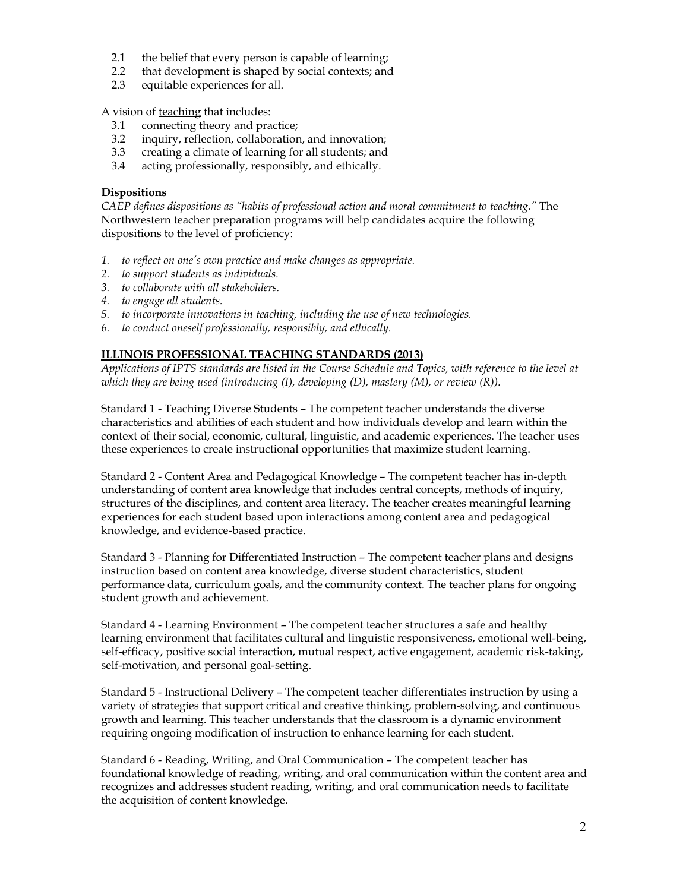2.1 the belief that every person is capable of learning;
2.2 that development is shaped by social contexts; and
2.3 equitable experiences for all.

A vision of teaching that includes:

3.1 connecting theory and practice;
3.2 inquiry, reflection, collaboration, and innovation;
3.3 creating a climate of learning for all students; and
3.4 acting professionally, responsibly, and ethically.

**Dispositions**

*CAEP defines dispositions as "habits of professional action and moral commitment to teaching."* The Northwestern teacher preparation programs will help candidates acquire the following dispositions to the level of proficiency:

1. *to reflect on one's own practice and make changes as appropriate.*
2. *to support students as individuals.*
3. *to collaborate with all stakeholders.*
4. *to engage all students.*
5. *to incorporate innovations in teaching, including the use of new technologies.*
6. *to conduct oneself professionally, responsibly, and ethically.*

**ILLINOIS PROFESSIONAL TEACHING STANDARDS (2013)**

*Applications of IPTS standards are listed in the Course Schedule and Topics, with reference to the level at which they are being used (introducing (I), developing (D), mastery (M), or review (R)).*

Standard 1 - Teaching Diverse Students – The competent teacher understands the diverse characteristics and abilities of each student and how individuals develop and learn within the context of their social, economic, cultural, linguistic, and academic experiences. The teacher uses these experiences to create instructional opportunities that maximize student learning.

Standard 2 - Content Area and Pedagogical Knowledge – The competent teacher has in-depth understanding of content area knowledge that includes central concepts, methods of inquiry, structures of the disciplines, and content area literacy. The teacher creates meaningful learning experiences for each student based upon interactions among content area and pedagogical knowledge, and evidence-based practice.

Standard 3 - Planning for Differentiated Instruction – The competent teacher plans and designs instruction based on content area knowledge, diverse student characteristics, student performance data, curriculum goals, and the community context. The teacher plans for ongoing student growth and achievement.

Standard 4 - Learning Environment – The competent teacher structures a safe and healthy learning environment that facilitates cultural and linguistic responsiveness, emotional well-being, self-efficacy, positive social interaction, mutual respect, active engagement, academic risk-taking, self-motivation, and personal goal-setting.

Standard 5 - Instructional Delivery – The competent teacher differentiates instruction by using a variety of strategies that support critical and creative thinking, problem-solving, and continuous growth and learning. This teacher understands that the classroom is a dynamic environment requiring ongoing modification of instruction to enhance learning for each student.

Standard 6 - Reading, Writing, and Oral Communication – The competent teacher has foundational knowledge of reading, writing, and oral communication within the content area and recognizes and addresses student reading, writing, and oral communication needs to facilitate the acquisition of content knowledge.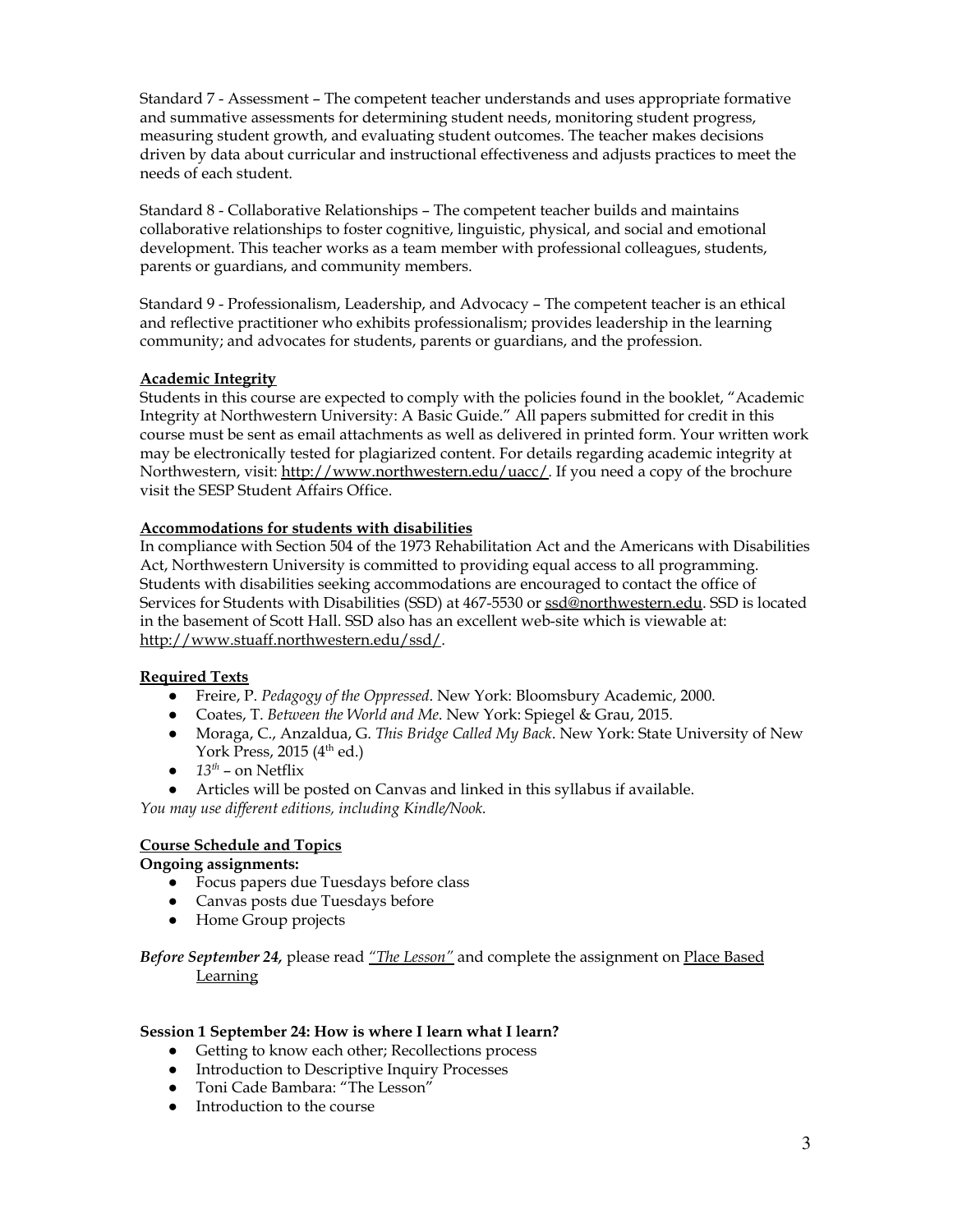Standard 7 - Assessment – The competent teacher understands and uses appropriate formative and summative assessments for determining student needs, monitoring student progress, measuring student growth, and evaluating student outcomes. The teacher makes decisions driven by data about curricular and instructional effectiveness and adjusts practices to meet the needs of each student.

Standard 8 - Collaborative Relationships – The competent teacher builds and maintains collaborative relationships to foster cognitive, linguistic, physical, and social and emotional development. This teacher works as a team member with professional colleagues, students, parents or guardians, and community members.

Standard 9 - Professionalism, Leadership, and Advocacy – The competent teacher is an ethical and reflective practitioner who exhibits professionalism; provides leadership in the learning community; and advocates for students, parents or guardians, and the profession.

**Academic Integrity**

Students in this course are expected to comply with the policies found in the booklet, "Academic Integrity at Northwestern University: A Basic Guide." All papers submitted for credit in this course must be sent as email attachments as well as delivered in printed form. Your written work may be electronically tested for plagiarized content. For details regarding academic integrity at Northwestern, visit: http://www.northwestern.edu/uacc/. If you need a copy of the brochure visit the SESP Student Affairs Office.

**Accommodations for students with disabilities**

In compliance with Section 504 of the 1973 Rehabilitation Act and the Americans with Disabilities Act, Northwestern University is committed to providing equal access to all programming. Students with disabilities seeking accommodations are encouraged to contact the office of Services for Students with Disabilities (SSD) at 467-5530 or ssd@northwestern.edu. SSD is located in the basement of Scott Hall. SSD also has an excellent web-site which is viewable at: http://www.stuaff.northwestern.edu/ssd/.

**Required Texts**

- Freire, P. *Pedagogy of the Oppressed*. New York: Bloomsbury Academic, 2000.
- Coates, T. *Between the World and Me*. New York: Spiegel & Grau, 2015.
- Moraga, C., Anzaldua, G. *This Bridge Called My Back*. New York: State University of New York Press, 2015 (4th ed.)
- *13th* – on Netflix
- Articles will be posted on Canvas and linked in this syllabus if available.

*You may use different editions, including Kindle/Nook.*

**Course Schedule and Topics**

**Ongoing assignments:**

- Focus papers due Tuesdays before class
- Canvas posts due Tuesdays before
- Home Group projects

***Before September 24,*** please read *"The Lesson"* and complete the assignment on Place Based Learning

**Session 1 September 24: How is where I learn what I learn?**

- Getting to know each other; Recollections process
- Introduction to Descriptive Inquiry Processes
- Toni Cade Bambara: "The Lesson"
- Introduction to the course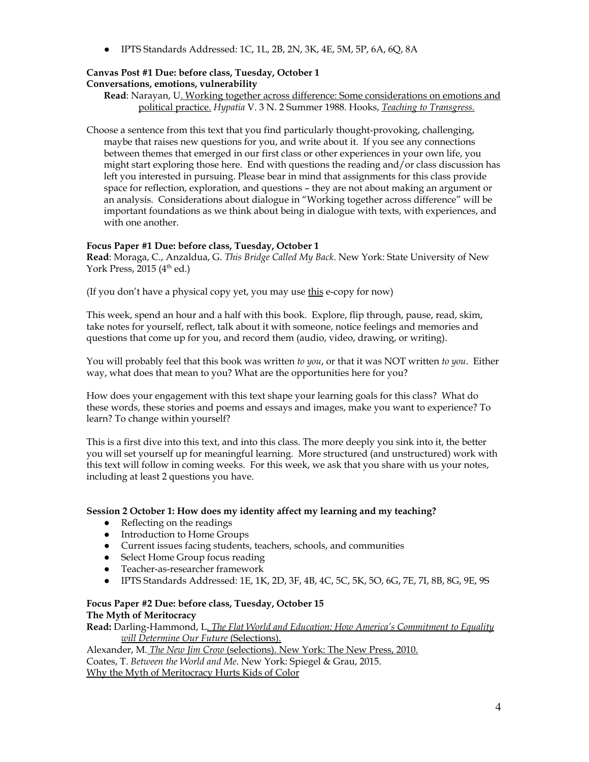- IPTS Standards Addressed: 1C, 1L, 2B, 2N, 3K, 4E, 5M, 5P, 6A, 6Q, 8A

**Canvas Post #1 Due: before class, Tuesday, October 1**
**Conversations, emotions, vulnerability**

**Read**: Narayan, U. Working together across difference: Some considerations on emotions and political practice. *Hypatia* V. 3 N. 2 Summer 1988. Hooks, *Teaching to Transgress.*

Choose a sentence from this text that you find particularly thought-provoking, challenging, maybe that raises new questions for you, and write about it. If you see any connections between themes that emerged in our first class or other experiences in your own life, you might start exploring those here. End with questions the reading and/or class discussion has left you interested in pursuing. Please bear in mind that assignments for this class provide space for reflection, exploration, and questions – they are not about making an argument or an analysis. Considerations about dialogue in "Working together across difference" will be important foundations as we think about being in dialogue with texts, with experiences, and with one another.

**Focus Paper #1 Due: before class, Tuesday, October 1**

**Read**: Moraga, C., Anzaldua, G. *This Bridge Called My Back*. New York: State University of New York Press, 2015 (4th ed.)

(If you don't have a physical copy yet, you may use this e-copy for now)

This week, spend an hour and a half with this book. Explore, flip through, pause, read, skim, take notes for yourself, reflect, talk about it with someone, notice feelings and memories and questions that come up for you, and record them (audio, video, drawing, or writing).

You will probably feel that this book was written *to you*, or that it was NOT written *to you*. Either way, what does that mean to you? What are the opportunities here for you?

How does your engagement with this text shape your learning goals for this class? What do these words, these stories and poems and essays and images, make you want to experience? To learn? To change within yourself?

This is a first dive into this text, and into this class. The more deeply you sink into it, the better you will set yourself up for meaningful learning. More structured (and unstructured) work with this text will follow in coming weeks. For this week, we ask that you share with us your notes, including at least 2 questions you have.

**Session 2 October 1: How does my identity affect my learning and my teaching?**

- Reflecting on the readings
- Introduction to Home Groups
- Current issues facing students, teachers, schools, and communities
- Select Home Group focus reading
- Teacher-as-researcher framework
- IPTS Standards Addressed: 1E, 1K, 2D, 3F, 4B, 4C, 5C, 5K, 5O, 6G, 7E, 7I, 8B, 8G, 9E, 9S

**Focus Paper #2 Due: before class, Tuesday, October 15**
**The Myth of Meritocracy**

**Read:** Darling-Hammond, L. *The Flat World and Education: How America's Commitment to Equality will Determine Our Future* (Selections).

Alexander, M. *The New Jim Crow* (selections). New York: The New Press, 2010.

Coates, T. *Between the World and Me.* New York: Spiegel & Grau, 2015.

Why the Myth of Meritocracy Hurts Kids of Color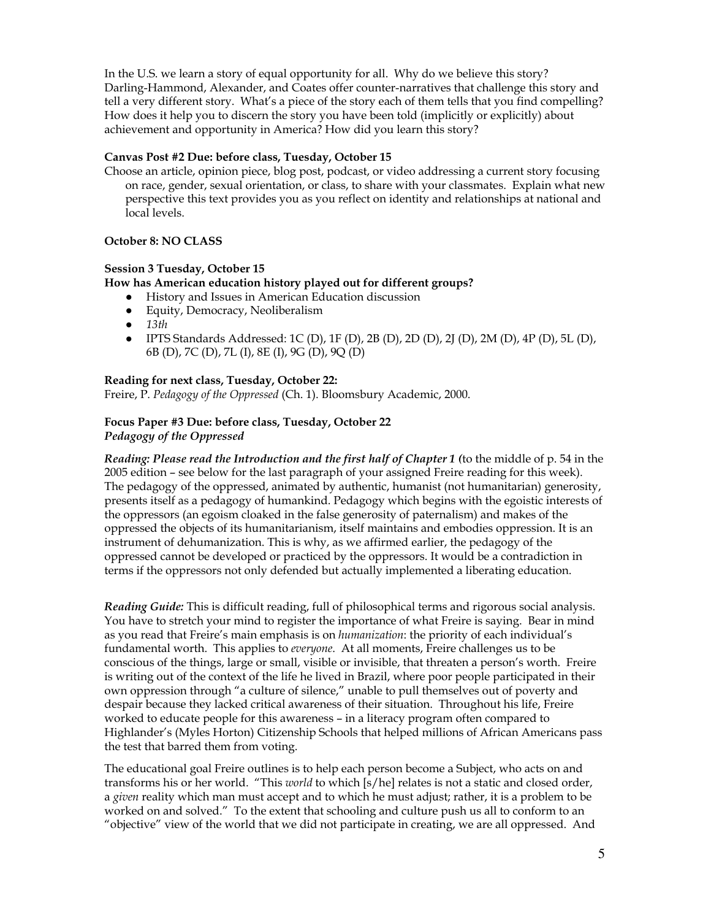In the U.S. we learn a story of equal opportunity for all. Why do we believe this story? Darling-Hammond, Alexander, and Coates offer counter-narratives that challenge this story and tell a very different story. What's a piece of the story each of them tells that you find compelling? How does it help you to discern the story you have been told (implicitly or explicitly) about achievement and opportunity in America? How did you learn this story?

**Canvas Post #2 Due: before class, Tuesday, October 15**

Choose an article, opinion piece, blog post, podcast, or video addressing a current story focusing on race, gender, sexual orientation, or class, to share with your classmates. Explain what new perspective this text provides you as you reflect on identity and relationships at national and local levels.

**October 8: NO CLASS**

**Session 3 Tuesday, October 15**

**How has American education history played out for different groups?**

- History and Issues in American Education discussion
- Equity, Democracy, Neoliberalism
- *13th*
- IPTS Standards Addressed: 1C (D), 1F (D), 2B (D), 2D (D), 2J (D), 2M (D), 4P (D), 5L (D), 6B (D), 7C (D), 7L (I), 8E (I), 9G (D), 9Q (D)

**Reading for next class, Tuesday, October 22:**

Freire, P. *Pedagogy of the Oppressed* (Ch. 1). Bloomsbury Academic, 2000.

**Focus Paper #3 Due: before class, Tuesday, October 22**
***Pedagogy of the Oppressed***

***Reading: Please read the Introduction and the first half of Chapter 1 (*** to the middle of p. 54 in the 2005 edition – see below for the last paragraph of your assigned Freire reading for this week). The pedagogy of the oppressed, animated by authentic, humanist (not humanitarian) generosity, presents itself as a pedagogy of humankind. Pedagogy which begins with the egoistic interests of the oppressors (an egoism cloaked in the false generosity of paternalism) and makes of the oppressed the objects of its humanitarianism, itself maintains and embodies oppression. It is an instrument of dehumanization. This is why, as we affirmed earlier, the pedagogy of the oppressed cannot be developed or practiced by the oppressors. It would be a contradiction in terms if the oppressors not only defended but actually implemented a liberating education.

***Reading Guide:*** This is difficult reading, full of philosophical terms and rigorous social analysis. You have to stretch your mind to register the importance of what Freire is saying. Bear in mind as you read that Freire's main emphasis is on *humanization*: the priority of each individual's fundamental worth. This applies to *everyone*. At all moments, Freire challenges us to be conscious of the things, large or small, visible or invisible, that threaten a person's worth. Freire is writing out of the context of the life he lived in Brazil, where poor people participated in their own oppression through "a culture of silence," unable to pull themselves out of poverty and despair because they lacked critical awareness of their situation. Throughout his life, Freire worked to educate people for this awareness – in a literacy program often compared to Highlander's (Myles Horton) Citizenship Schools that helped millions of African Americans pass the test that barred them from voting.

The educational goal Freire outlines is to help each person become a Subject, who acts on and transforms his or her world. "This *world* to which [s/he] relates is not a static and closed order, a *given* reality which man must accept and to which he must adjust; rather, it is a problem to be worked on and solved." To the extent that schooling and culture push us all to conform to an "objective" view of the world that we did not participate in creating, we are all oppressed. And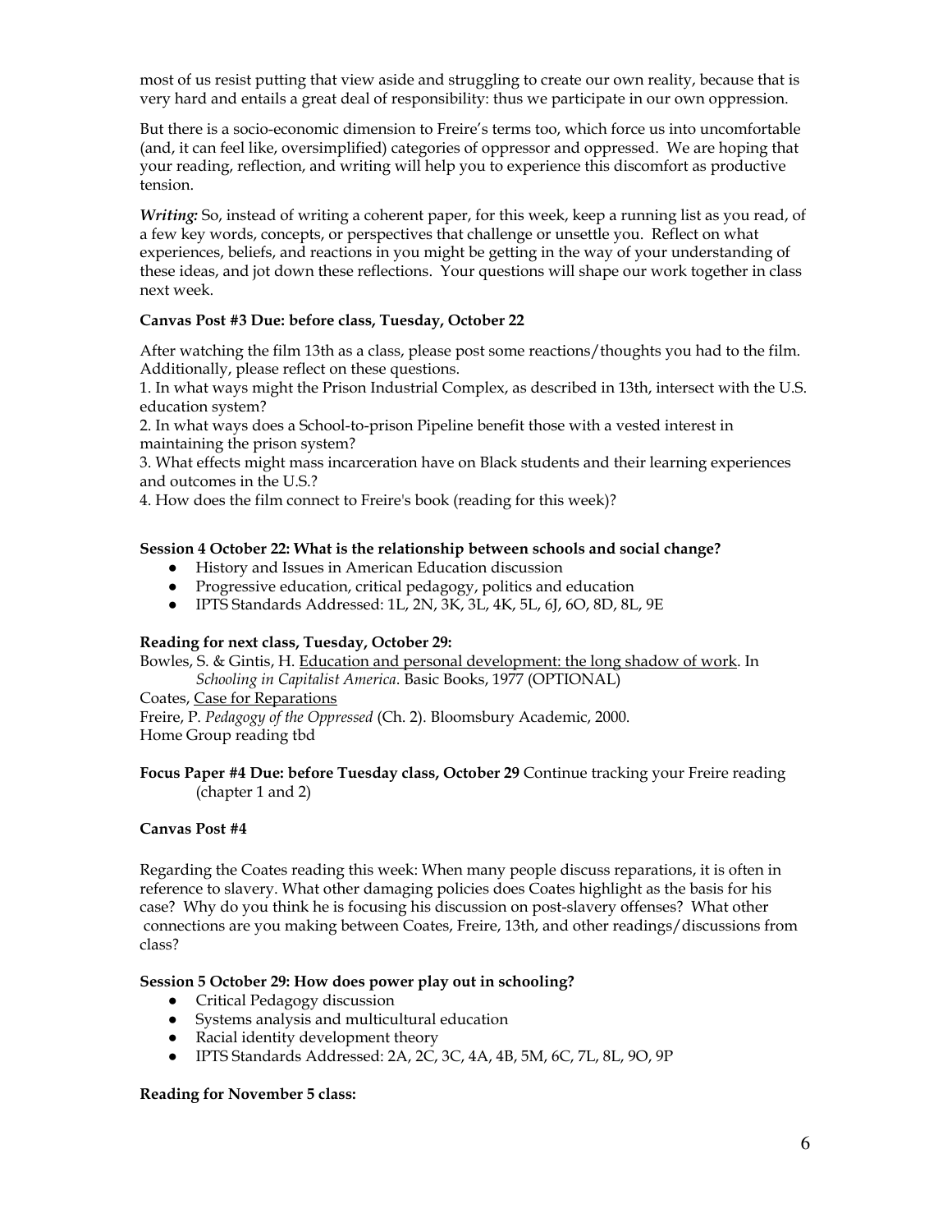most of us resist putting that view aside and struggling to create our own reality, because that is very hard and entails a great deal of responsibility: thus we participate in our own oppression.

But there is a socio-economic dimension to Freire's terms too, which force us into uncomfortable (and, it can feel like, oversimplified) categories of oppressor and oppressed. We are hoping that your reading, reflection, and writing will help you to experience this discomfort as productive tension.

***Writing:*** So, instead of writing a coherent paper, for this week, keep a running list as you read, of a few key words, concepts, or perspectives that challenge or unsettle you. Reflect on what experiences, beliefs, and reactions in you might be getting in the way of your understanding of these ideas, and jot down these reflections. Your questions will shape our work together in class next week.

**Canvas Post #3 Due: before class, Tuesday, October 22**

After watching the film 13th as a class, please post some reactions/thoughts you had to the film. Additionally, please reflect on these questions.
1. In what ways might the Prison Industrial Complex, as described in 13th, intersect with the U.S. education system?
2. In what ways does a School-to-prison Pipeline benefit those with a vested interest in maintaining the prison system?
3. What effects might mass incarceration have on Black students and their learning experiences and outcomes in the U.S.?
4. How does the film connect to Freire's book (reading for this week)?

**Session 4 October 22: What is the relationship between schools and social change?**

- History and Issues in American Education discussion
- Progressive education, critical pedagogy, politics and education
- IPTS Standards Addressed: 1L, 2N, 3K, 3L, 4K, 5L, 6J, 6O, 8D, 8L, 9E

**Reading for next class, Tuesday, October 29:**

Bowles, S. & Gintis, H. Education and personal development: the long shadow of work. In *Schooling in Capitalist America*. Basic Books, 1977 (OPTIONAL)
Coates, Case for Reparations
Freire, P. *Pedagogy of the Oppressed* (Ch. 2). Bloomsbury Academic, 2000.
Home Group reading tbd

**Focus Paper #4 Due: before Tuesday class, October 29** Continue tracking your Freire reading (chapter 1 and 2)

**Canvas Post #4**

Regarding the Coates reading this week: When many people discuss reparations, it is often in reference to slavery. What other damaging policies does Coates highlight as the basis for his case? Why do you think he is focusing his discussion on post-slavery offenses? What other connections are you making between Coates, Freire, 13th, and other readings/discussions from class?

**Session 5 October 29: How does power play out in schooling?**

- Critical Pedagogy discussion
- Systems analysis and multicultural education
- Racial identity development theory
- IPTS Standards Addressed: 2A, 2C, 3C, 4A, 4B, 5M, 6C, 7L, 8L, 9O, 9P

**Reading for November 5 class:**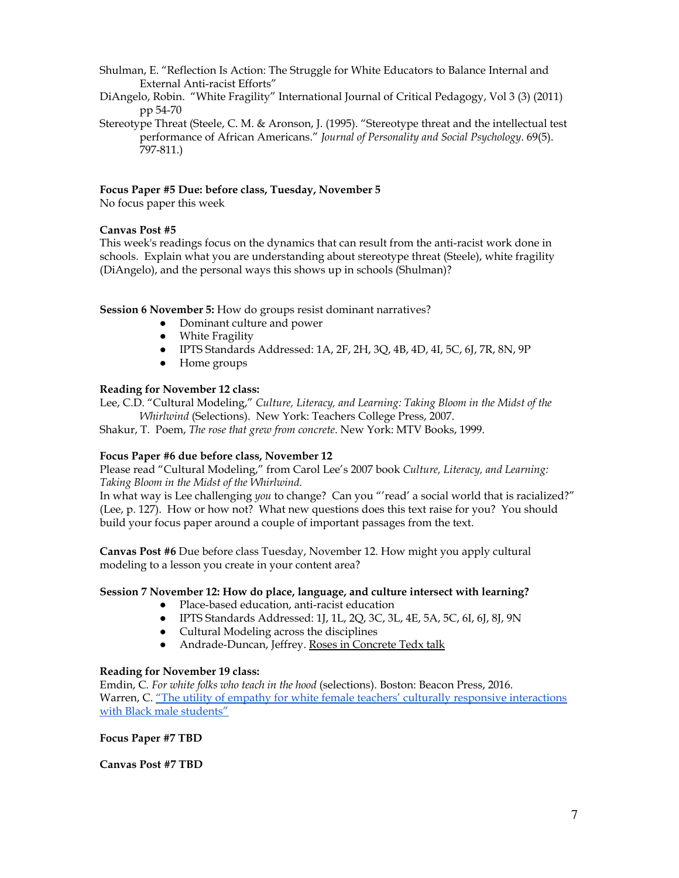Shulman, E. "Reflection Is Action: The Struggle for White Educators to Balance Internal and External Anti-racist Efforts"

DiAngelo, Robin. "White Fragility" International Journal of Critical Pedagogy, Vol 3 (3) (2011) pp 54-70

Stereotype Threat (Steele, C. M. & Aronson, J. (1995). "Stereotype threat and the intellectual test performance of African Americans." *Journal of Personality and Social Psychology*. 69(5). 797-811.)

**Focus Paper #5 Due: before class, Tuesday, November 5**

No focus paper this week

**Canvas Post #5**

This week's readings focus on the dynamics that can result from the anti-racist work done in schools. Explain what you are understanding about stereotype threat (Steele), white fragility (DiAngelo), and the personal ways this shows up in schools (Shulman)?

**Session 6 November 5:** How do groups resist dominant narratives?

- Dominant culture and power
- White Fragility
- IPTS Standards Addressed: 1A, 2F, 2H, 3Q, 4B, 4D, 4I, 5C, 6J, 7R, 8N, 9P
- Home groups

**Reading for November 12 class:**

Lee, C.D. "Cultural Modeling," *Culture, Literacy, and Learning: Taking Bloom in the Midst of the Whirlwind* (Selections). New York: Teachers College Press, 2007.

Shakur, T. Poem, *The rose that grew from concrete*. New York: MTV Books, 1999.

**Focus Paper #6 due before class, November 12**

Please read "Cultural Modeling," from Carol Lee's 2007 book *Culture, Literacy, and Learning: Taking Bloom in the Midst of the Whirlwind.*

In what way is Lee challenging *you* to change? Can you "'read' a social world that is racialized?" (Lee, p. 127). How or how not? What new questions does this text raise for you? You should build your focus paper around a couple of important passages from the text.

**Canvas Post #6** Due before class Tuesday, November 12. How might you apply cultural modeling to a lesson you create in your content area?

**Session 7 November 12: How do place, language, and culture intersect with learning?**

- Place-based education, anti-racist education
- IPTS Standards Addressed: 1J, 1L, 2Q, 3C, 3L, 4E, 5A, 5C, 6I, 6J, 8J, 9N
- Cultural Modeling across the disciplines
- Andrade-Duncan, Jeffrey. Roses in Concrete Tedx talk

**Reading for November 19 class:**

Emdin, C. *For white folks who teach in the hood* (selections). Boston: Beacon Press, 2016.

Warren, C. "The utility of empathy for white female teachers' culturally responsive interactions with Black male students"

**Focus Paper #7 TBD**

**Canvas Post #7 TBD**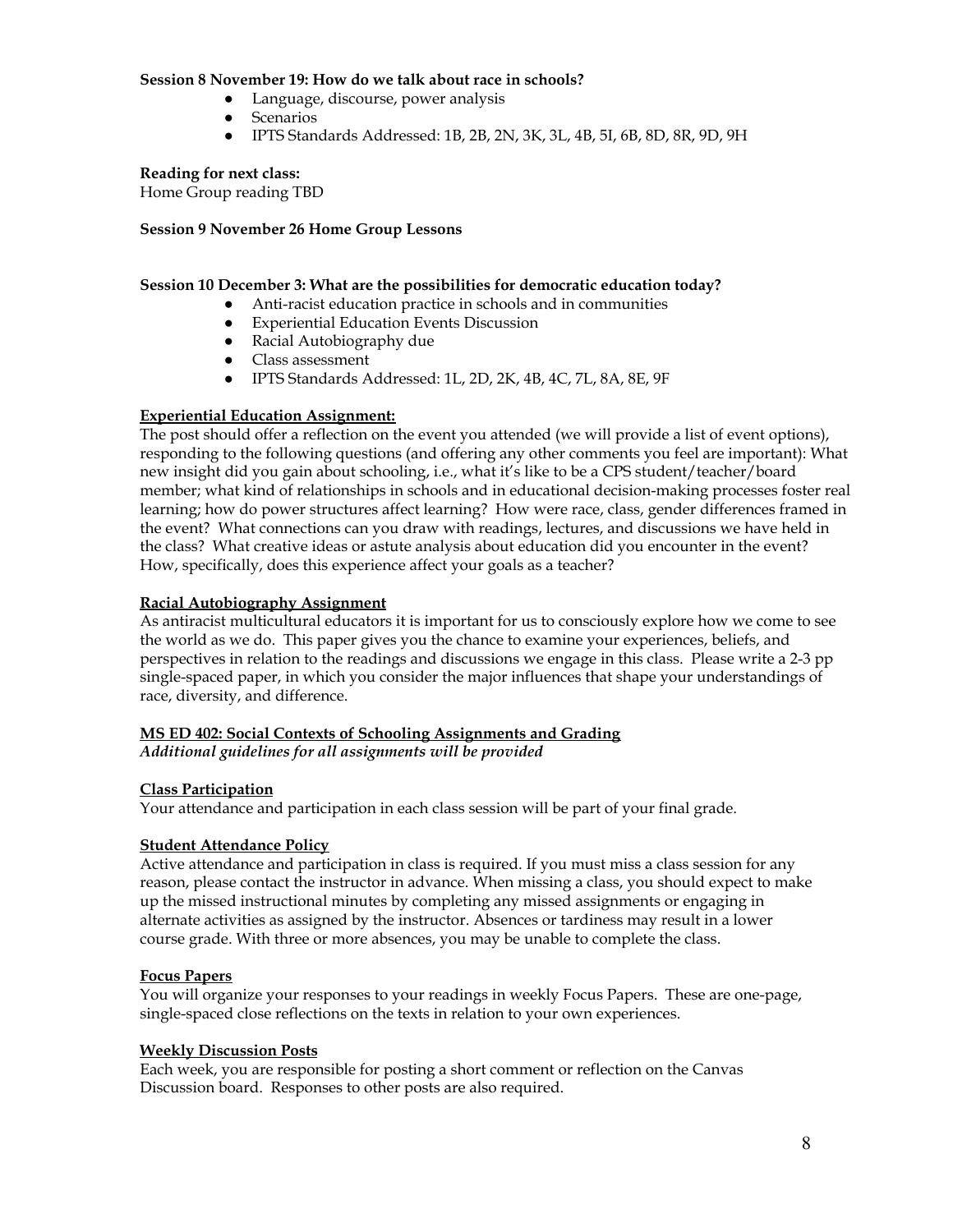**Session 8 November 19: How do we talk about race in schools?**

- Language, discourse, power analysis
- Scenarios
- IPTS Standards Addressed: 1B, 2B, 2N, 3K, 3L, 4B, 5I, 6B, 8D, 8R, 9D, 9H

**Reading for next class:**
Home Group reading TBD

**Session 9 November 26 Home Group Lessons**

**Session 10 December 3: What are the possibilities for democratic education today?**

- Anti-racist education practice in schools and in communities
- Experiential Education Events Discussion
- Racial Autobiography due
- Class assessment
- IPTS Standards Addressed: 1L, 2D, 2K, 4B, 4C, 7L, 8A, 8E, 9F

**Experiential Education Assignment:**

The post should offer a reflection on the event you attended (we will provide a list of event options), responding to the following questions (and offering any other comments you feel are important): What new insight did you gain about schooling, i.e., what it's like to be a CPS student/teacher/board member; what kind of relationships in schools and in educational decision-making processes foster real learning; how do power structures affect learning? How were race, class, gender differences framed in the event? What connections can you draw with readings, lectures, and discussions we have held in the class? What creative ideas or astute analysis about education did you encounter in the event? How, specifically, does this experience affect your goals as a teacher?

**Racial Autobiography Assignment**

As antiracist multicultural educators it is important for us to consciously explore how we come to see the world as we do. This paper gives you the chance to examine your experiences, beliefs, and perspectives in relation to the readings and discussions we engage in this class. Please write a 2-3 pp single-spaced paper, in which you consider the major influences that shape your understandings of race, diversity, and difference.

**MS ED 402: Social Contexts of Schooling Assignments and Grading**

***Additional guidelines for all assignments will be provided***

**Class Participation**

Your attendance and participation in each class session will be part of your final grade.

**Student Attendance Policy**

Active attendance and participation in class is required. If you must miss a class session for any reason, please contact the instructor in advance. When missing a class, you should expect to make up the missed instructional minutes by completing any missed assignments or engaging in alternate activities as assigned by the instructor. Absences or tardiness may result in a lower course grade. With three or more absences, you may be unable to complete the class.

**Focus Papers**

You will organize your responses to your readings in weekly Focus Papers. These are one-page, single-spaced close reflections on the texts in relation to your own experiences.

**Weekly Discussion Posts**

Each week, you are responsible for posting a short comment or reflection on the Canvas Discussion board. Responses to other posts are also required.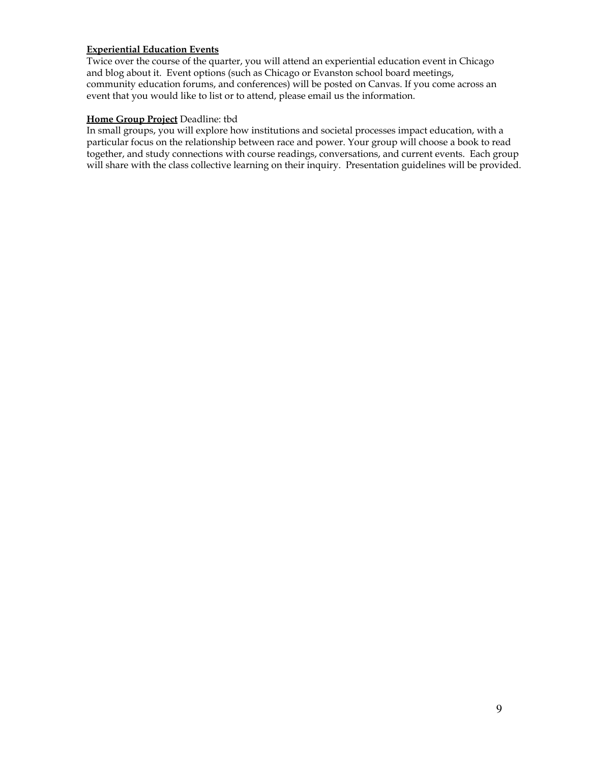**Experiential Education Events**

Twice over the course of the quarter, you will attend an experiential education event in Chicago and blog about it. Event options (such as Chicago or Evanston school board meetings, community education forums, and conferences) will be posted on Canvas. If you come across an event that you would like to list or to attend, please email us the information.

**Home Group Project** Deadline: tbd

In small groups, you will explore how institutions and societal processes impact education, with a particular focus on the relationship between race and power. Your group will choose a book to read together, and study connections with course readings, conversations, and current events. Each group will share with the class collective learning on their inquiry. Presentation guidelines will be provided.